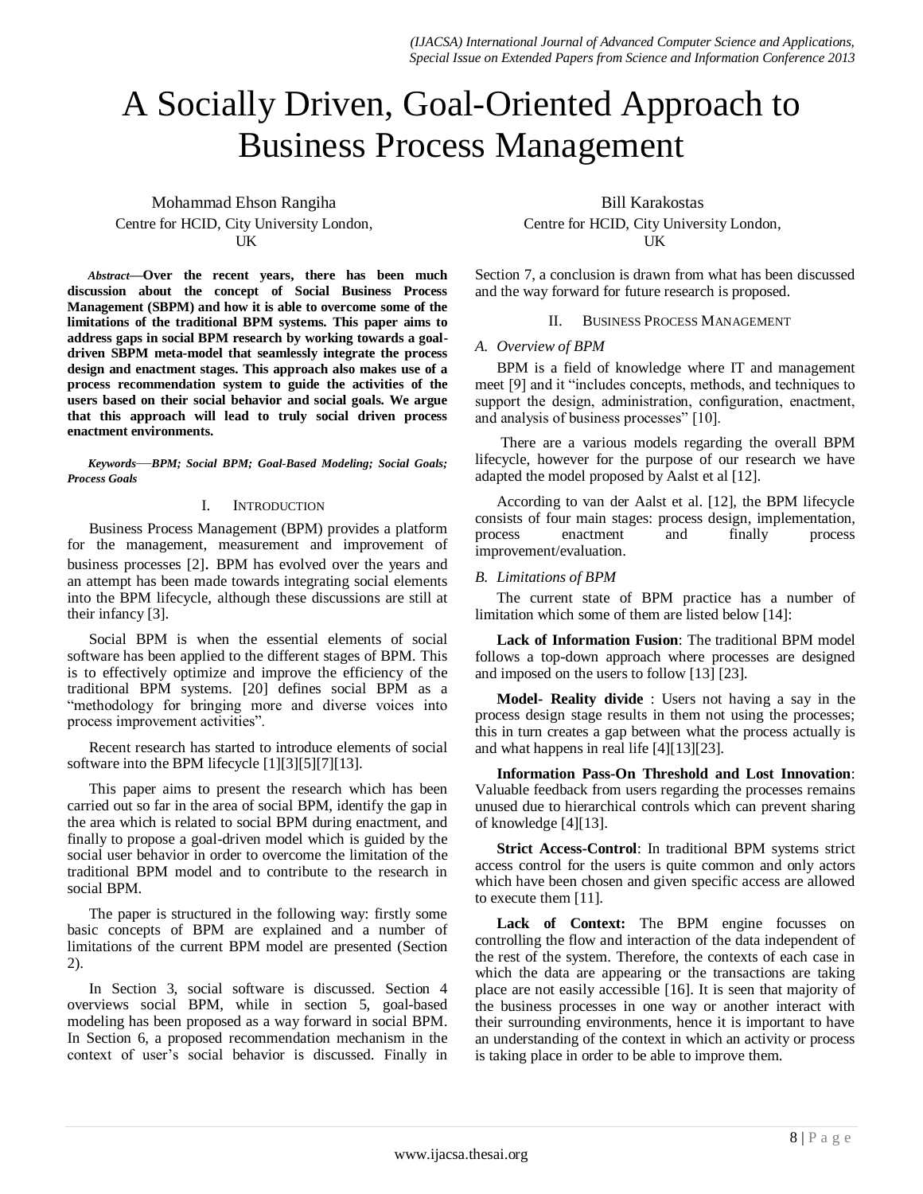# A Socially Driven, Goal-Oriented Approach to Business Process Management

Mohammad Ehson Rangiha
Centre for HCID, City University London, UK

Bill Karakostas
Centre for HCID, City University London, UK

***Abstract*—Over the recent years, there has been much discussion about the concept of Social Business Process Management (SBPM) and how it is able to overcome some of the limitations of the traditional BPM systems. This paper aims to address gaps in social BPM research by working towards a goal-driven SBPM meta-model that seamlessly integrate the process design and enactment stages. This approach also makes use of a process recommendation system to guide the activities of the users based on their social behavior and social goals. We argue that this approach will lead to truly social driven process enactment environments.**

***Keywords*—BPM; Social BPM; Goal-Based Modeling; Social Goals; Process Goals**

## I. Introduction

Business Process Management (BPM) provides a platform for the management, measurement and improvement of business processes [2]. BPM has evolved over the years and an attempt has been made towards integrating social elements into the BPM lifecycle, although these discussions are still at their infancy [3].

Social BPM is when the essential elements of social software has been applied to the different stages of BPM. This is to effectively optimize and improve the efficiency of the traditional BPM systems. [20] defines social BPM as a "methodology for bringing more and diverse voices into process improvement activities".

Recent research has started to introduce elements of social software into the BPM lifecycle [1][3][5][7][13].

This paper aims to present the research which has been carried out so far in the area of social BPM, identify the gap in the area which is related to social BPM during enactment, and finally to propose a goal-driven model which is guided by the social user behavior in order to overcome the limitation of the traditional BPM model and to contribute to the research in social BPM.

The paper is structured in the following way: firstly some basic concepts of BPM are explained and a number of limitations of the current BPM model are presented (Section 2).

In Section 3, social software is discussed. Section 4 overviews social BPM, while in section 5, goal-based modeling has been proposed as a way forward in social BPM. In Section 6, a proposed recommendation mechanism in the context of user's social behavior is discussed. Finally in Section 7, a conclusion is drawn from what has been discussed and the way forward for future research is proposed.

## II. Business Process Management

### A. Overview of BPM

BPM is a field of knowledge where IT and management meet [9] and it "includes concepts, methods, and techniques to support the design, administration, configuration, enactment, and analysis of business processes" [10].

There are a various models regarding the overall BPM lifecycle, however for the purpose of our research we have adapted the model proposed by Aalst et al [12].

According to van der Aalst et al. [12], the BPM lifecycle consists of four main stages: process design, implementation, process enactment and finally process improvement/evaluation.

### B. Limitations of BPM

The current state of BPM practice has a number of limitation which some of them are listed below [14]:

**Lack of Information Fusion**: The traditional BPM model follows a top-down approach where processes are designed and imposed on the users to follow [13] [23].

**Model- Reality divide** : Users not having a say in the process design stage results in them not using the processes; this in turn creates a gap between what the process actually is and what happens in real life [4][13][23].

**Information Pass-On Threshold and Lost Innovation**: Valuable feedback from users regarding the processes remains unused due to hierarchical controls which can prevent sharing of knowledge [4][13].

**Strict Access-Control**: In traditional BPM systems strict access control for the users is quite common and only actors which have been chosen and given specific access are allowed to execute them [11].

**Lack of Context:** The BPM engine focusses on controlling the flow and interaction of the data independent of the rest of the system. Therefore, the contexts of each case in which the data are appearing or the transactions are taking place are not easily accessible [16]. It is seen that majority of the business processes in one way or another interact with their surrounding environments, hence it is important to have an understanding of the context in which an activity or process is taking place in order to be able to improve them.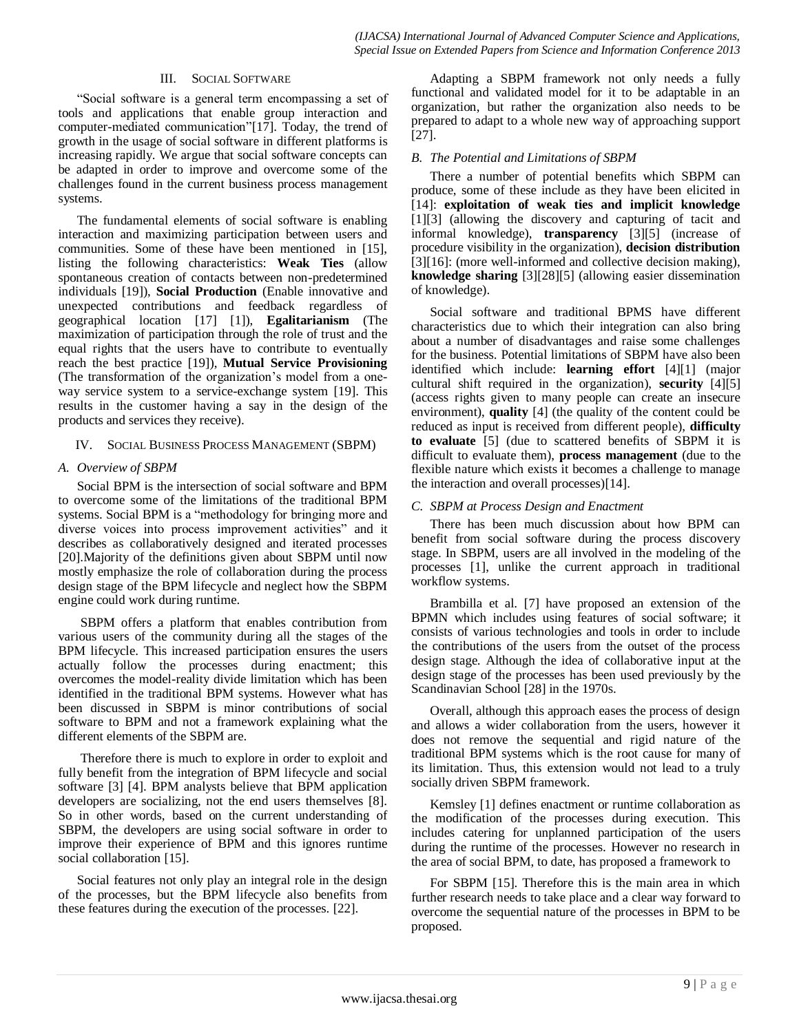## III. SOCIAL SOFTWARE

"Social software is a general term encompassing a set of tools and applications that enable group interaction and computer-mediated communication"[17]. Today, the trend of growth in the usage of social software in different platforms is increasing rapidly. We argue that social software concepts can be adapted in order to improve and overcome some of the challenges found in the current business process management systems.

The fundamental elements of social software is enabling interaction and maximizing participation between users and communities. Some of these have been mentioned in [15], listing the following characteristics: **Weak Ties** (allow spontaneous creation of contacts between non-predetermined individuals [19]), **Social Production** (Enable innovative and unexpected contributions and feedback regardless of geographical location [17] [1]), **Egalitarianism** (The maximization of participation through the role of trust and the equal rights that the users have to contribute to eventually reach the best practice [19]), **Mutual Service Provisioning** (The transformation of the organization's model from a one-way service system to a service-exchange system [19]. This results in the customer having a say in the design of the products and services they receive).

## IV. SOCIAL BUSINESS PROCESS MANAGEMENT (SBPM)

### *A. Overview of SBPM*

Social BPM is the intersection of social software and BPM to overcome some of the limitations of the traditional BPM systems. Social BPM is a "methodology for bringing more and diverse voices into process improvement activities" and it describes as collaboratively designed and iterated processes [20].Majority of the definitions given about SBPM until now mostly emphasize the role of collaboration during the process design stage of the BPM lifecycle and neglect how the SBPM engine could work during runtime.

SBPM offers a platform that enables contribution from various users of the community during all the stages of the BPM lifecycle. This increased participation ensures the users actually follow the processes during enactment; this overcomes the model-reality divide limitation which has been identified in the traditional BPM systems. However what has been discussed in SBPM is minor contributions of social software to BPM and not a framework explaining what the different elements of the SBPM are.

Therefore there is much to explore in order to exploit and fully benefit from the integration of BPM lifecycle and social software [3] [4]. BPM analysts believe that BPM application developers are socializing, not the end users themselves [8]. So in other words, based on the current understanding of SBPM, the developers are using social software in order to improve their experience of BPM and this ignores runtime social collaboration [15].

Social features not only play an integral role in the design of the processes, but the BPM lifecycle also benefits from these features during the execution of the processes. [22].

Adapting a SBPM framework not only needs a fully functional and validated model for it to be adaptable in an organization, but rather the organization also needs to be prepared to adapt to a whole new way of approaching support [27].

### *B. The Potential and Limitations of SBPM*

There a number of potential benefits which SBPM can produce, some of these include as they have been elicited in [14]: **exploitation of weak ties and implicit knowledge** [1][3] (allowing the discovery and capturing of tacit and informal knowledge), **transparency** [3][5] (increase of procedure visibility in the organization), **decision distribution** [3][16]: (more well-informed and collective decision making), **knowledge sharing** [3][28][5] (allowing easier dissemination of knowledge).

Social software and traditional BPMS have different characteristics due to which their integration can also bring about a number of disadvantages and raise some challenges for the business. Potential limitations of SBPM have also been identified which include: **learning effort** [4][1] (major cultural shift required in the organization), **security** [4][5] (access rights given to many people can create an insecure environment), **quality** [4] (the quality of the content could be reduced as input is received from different people), **difficulty to evaluate** [5] (due to scattered benefits of SBPM it is difficult to evaluate them), **process management** (due to the flexible nature which exists it becomes a challenge to manage the interaction and overall processes)[14].

### *C. SBPM at Process Design and Enactment*

There has been much discussion about how BPM can benefit from social software during the process discovery stage. In SBPM, users are all involved in the modeling of the processes [1], unlike the current approach in traditional workflow systems.

Brambilla et al. [7] have proposed an extension of the BPMN which includes using features of social software; it consists of various technologies and tools in order to include the contributions of the users from the outset of the process design stage. Although the idea of collaborative input at the design stage of the processes has been used previously by the Scandinavian School [28] in the 1970s.

Overall, although this approach eases the process of design and allows a wider collaboration from the users, however it does not remove the sequential and rigid nature of the traditional BPM systems which is the root cause for many of its limitation. Thus, this extension would not lead to a truly socially driven SBPM framework.

Kemsley [1] defines enactment or runtime collaboration as the modification of the processes during execution. This includes catering for unplanned participation of the users during the runtime of the processes. However no research in the area of social BPM, to date, has proposed a framework to

For SBPM [15]. Therefore this is the main area in which further research needs to take place and a clear way forward to overcome the sequential nature of the processes in BPM to be proposed.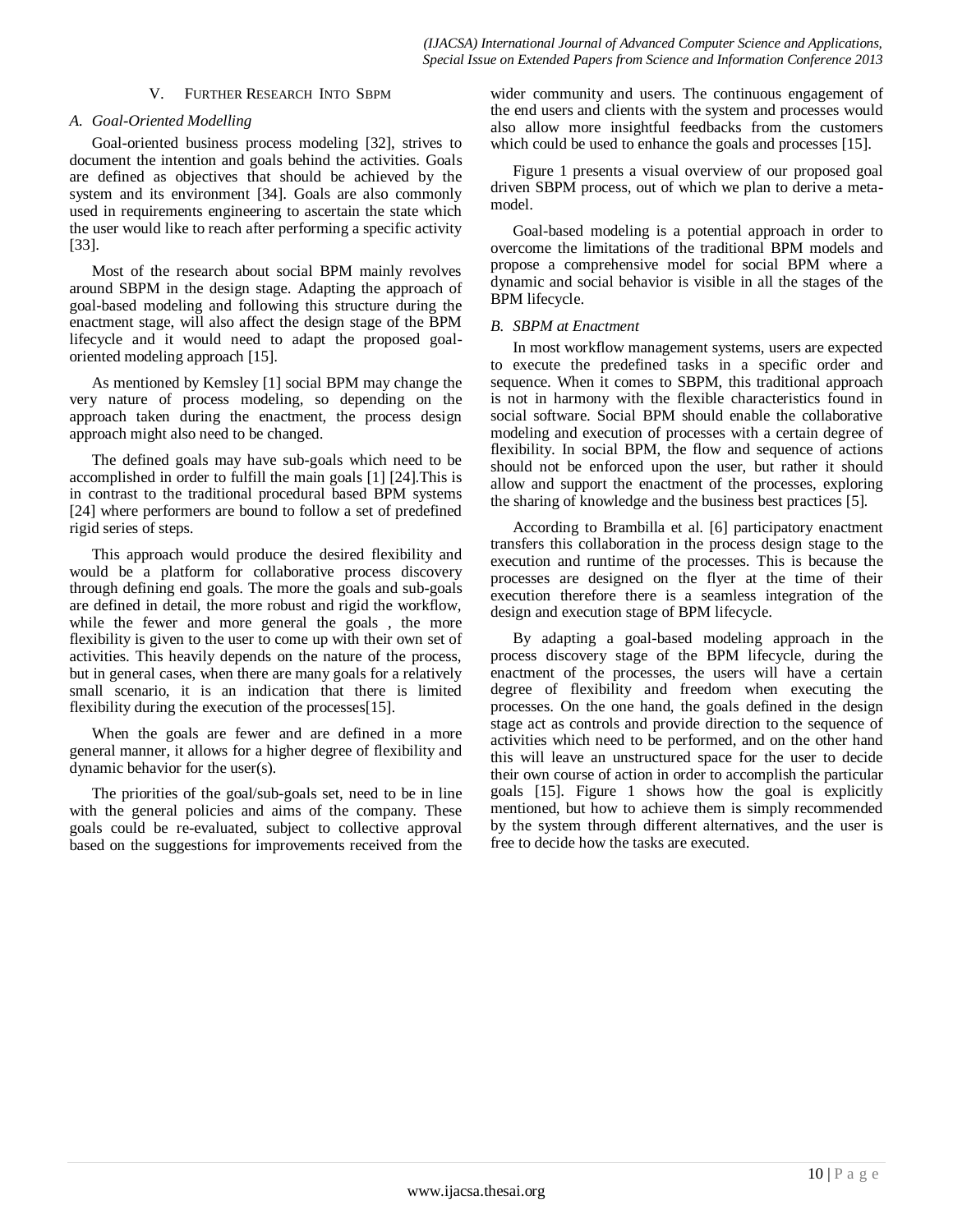## V. Further Research Into SBPM

### A. Goal-Oriented Modelling

Goal-oriented business process modeling [32], strives to document the intention and goals behind the activities. Goals are defined as objectives that should be achieved by the system and its environment [34]. Goals are also commonly used in requirements engineering to ascertain the state which the user would like to reach after performing a specific activity [33].

Most of the research about social BPM mainly revolves around SBPM in the design stage. Adapting the approach of goal-based modeling and following this structure during the enactment stage, will also affect the design stage of the BPM lifecycle and it would need to adapt the proposed goal-oriented modeling approach [15].

As mentioned by Kemsley [1] social BPM may change the very nature of process modeling, so depending on the approach taken during the enactment, the process design approach might also need to be changed.

The defined goals may have sub-goals which need to be accomplished in order to fulfill the main goals [1] [24].This is in contrast to the traditional procedural based BPM systems [24] where performers are bound to follow a set of predefined rigid series of steps.

This approach would produce the desired flexibility and would be a platform for collaborative process discovery through defining end goals. The more the goals and sub-goals are defined in detail, the more robust and rigid the workflow, while the fewer and more general the goals , the more flexibility is given to the user to come up with their own set of activities. This heavily depends on the nature of the process, but in general cases, when there are many goals for a relatively small scenario, it is an indication that there is limited flexibility during the execution of the processes[15].

When the goals are fewer and are defined in a more general manner, it allows for a higher degree of flexibility and dynamic behavior for the user(s).

The priorities of the goal/sub-goals set, need to be in line with the general policies and aims of the company. These goals could be re-evaluated, subject to collective approval based on the suggestions for improvements received from the wider community and users. The continuous engagement of the end users and clients with the system and processes would also allow more insightful feedbacks from the customers which could be used to enhance the goals and processes [15].

Figure 1 presents a visual overview of our proposed goal driven SBPM process, out of which we plan to derive a meta-model.

Goal-based modeling is a potential approach in order to overcome the limitations of the traditional BPM models and propose a comprehensive model for social BPM where a dynamic and social behavior is visible in all the stages of the BPM lifecycle.

### B. SBPM at Enactment

In most workflow management systems, users are expected to execute the predefined tasks in a specific order and sequence. When it comes to SBPM, this traditional approach is not in harmony with the flexible characteristics found in social software. Social BPM should enable the collaborative modeling and execution of processes with a certain degree of flexibility. In social BPM, the flow and sequence of actions should not be enforced upon the user, but rather it should allow and support the enactment of the processes, exploring the sharing of knowledge and the business best practices [5].

According to Brambilla et al. [6] participatory enactment transfers this collaboration in the process design stage to the execution and runtime of the processes. This is because the processes are designed on the flyer at the time of their execution therefore there is a seamless integration of the design and execution stage of BPM lifecycle.

By adapting a goal-based modeling approach in the process discovery stage of the BPM lifecycle, during the enactment of the processes, the users will have a certain degree of flexibility and freedom when executing the processes. On the one hand, the goals defined in the design stage act as controls and provide direction to the sequence of activities which need to be performed, and on the other hand this will leave an unstructured space for the user to decide their own course of action in order to accomplish the particular goals [15]. Figure 1 shows how the goal is explicitly mentioned, but how to achieve them is simply recommended by the system through different alternatives, and the user is free to decide how the tasks are executed.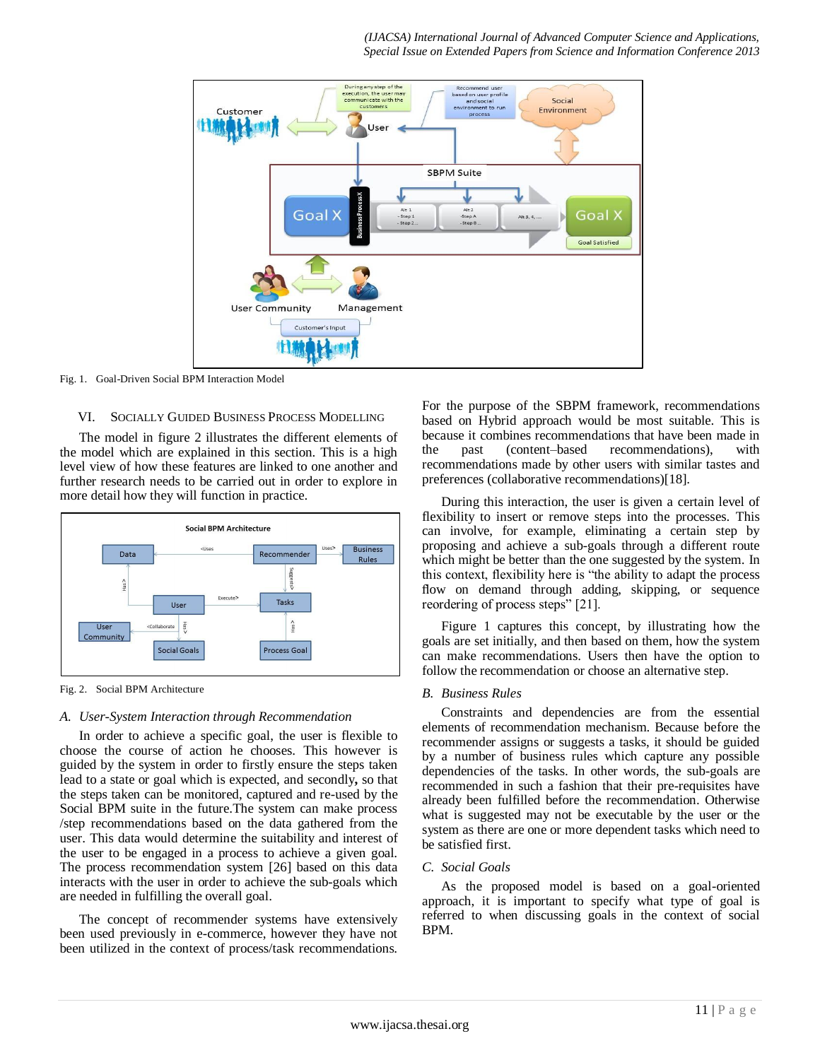Fig. 1. Goal-Driven Social BPM Interaction Model

## VI. SOCIALLY GUIDED BUSINESS PROCESS MODELLING

The model in figure 2 illustrates the different elements of the model which are explained in this section. This is a high level view of how these features are linked to one another and further research needs to be carried out in order to explore in more detail how they will function in practice.

Fig. 2. Social BPM Architecture

### A. User-System Interaction through Recommendation

In order to achieve a specific goal, the user is flexible to choose the course of action he chooses. This however is guided by the system in order to firstly ensure the steps taken lead to a state or goal which is expected, and secondly**,** so that the steps taken can be monitored, captured and re-used by the Social BPM suite in the future.The system can make process /step recommendations based on the data gathered from the user. This data would determine the suitability and interest of the user to be engaged in a process to achieve a given goal. The process recommendation system [26] based on this data interacts with the user in order to achieve the sub-goals which are needed in fulfilling the overall goal.

The concept of recommender systems have extensively been used previously in e-commerce, however they have not been utilized in the context of process/task recommendations. For the purpose of the SBPM framework, recommendations based on Hybrid approach would be most suitable. This is because it combines recommendations that have been made in the past (content–based recommendations), with recommendations made by other users with similar tastes and preferences (collaborative recommendations)[18].

During this interaction, the user is given a certain level of flexibility to insert or remove steps into the processes. This can involve, for example, eliminating a certain step by proposing and achieve a sub-goals through a different route which might be better than the one suggested by the system. In this context, flexibility here is "the ability to adapt the process flow on demand through adding, skipping, or sequence reordering of process steps" [21].

Figure 1 captures this concept, by illustrating how the goals are set initially, and then based on them, how the system can make recommendations. Users then have the option to follow the recommendation or choose an alternative step.

### B. Business Rules

Constraints and dependencies are from the essential elements of recommendation mechanism. Because before the recommender assigns or suggests a tasks, it should be guided by a number of business rules which capture any possible dependencies of the tasks. In other words, the sub-goals are recommended in such a fashion that their pre-requisites have already been fulfilled before the recommendation. Otherwise what is suggested may not be executable by the user or the system as there are one or more dependent tasks which need to be satisfied first.

### C. Social Goals

As the proposed model is based on a goal-oriented approach, it is important to specify what type of goal is referred to when discussing goals in the context of social BPM.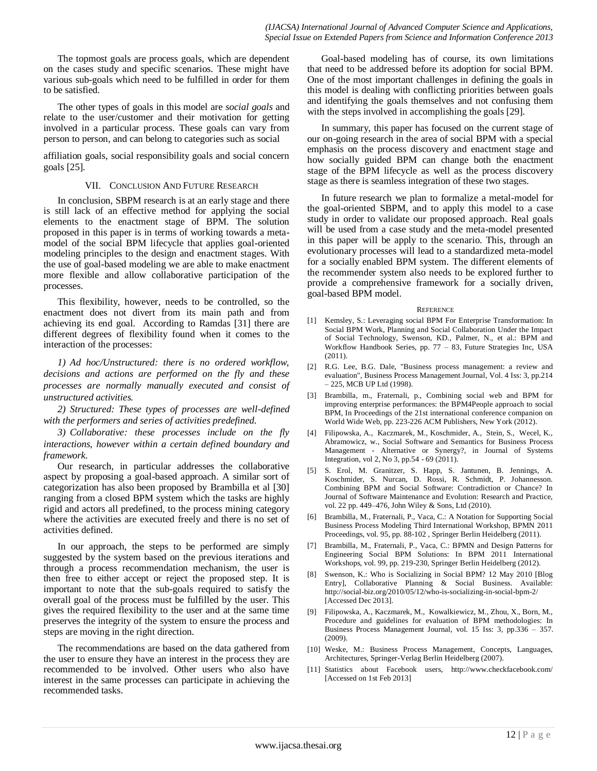The topmost goals are process goals, which are dependent on the cases study and specific scenarios. These might have various sub-goals which need to be fulfilled in order for them to be satisfied.

The other types of goals in this model are *social goals* and relate to the user/customer and their motivation for getting involved in a particular process. These goals can vary from person to person, and can belong to categories such as social affiliation goals, social responsibility goals and social concern goals [25].

## VII. Conclusion And Future Research

In conclusion, SBPM research is at an early stage and there is still lack of an effective method for applying the social elements to the enactment stage of BPM. The solution proposed in this paper is in terms of working towards a meta-model of the social BPM lifecycle that applies goal-oriented modeling principles to the design and enactment stages. With the use of goal-based modeling we are able to make enactment more flexible and allow collaborative participation of the processes.

This flexibility, however, needs to be controlled, so the enactment does not divert from its main path and from achieving its end goal. According to Ramdas [31] there are different degrees of flexibility found when it comes to the interaction of the processes:

*1) Ad hoc/Unstructured: there is no ordered workflow, decisions and actions are performed on the fly and these processes are normally manually executed and consist of unstructured activities.*

*2) Structured: These types of processes are well-defined with the performers and series of activities predefined.*

*3) Collaborative: these processes include on the fly interactions, however within a certain defined boundary and framework.*

Our research, in particular addresses the collaborative aspect by proposing a goal-based approach. A similar sort of categorization has also been proposed by Brambilla et al [30] ranging from a closed BPM system which the tasks are highly rigid and actors all predefined, to the process mining category where the activities are executed freely and there is no set of activities defined.

In our approach, the steps to be performed are simply suggested by the system based on the previous iterations and through a process recommendation mechanism, the user is then free to either accept or reject the proposed step. It is important to note that the sub-goals required to satisfy the overall goal of the process must be fulfilled by the user. This gives the required flexibility to the user and at the same time preserves the integrity of the system to ensure the process and steps are moving in the right direction.

The recommendations are based on the data gathered from the user to ensure they have an interest in the process they are recommended to be involved. Other users who also have interest in the same processes can participate in achieving the recommended tasks.

Goal-based modeling has of course, its own limitations that need to be addressed before its adoption for social BPM. One of the most important challenges in defining the goals in this model is dealing with conflicting priorities between goals and identifying the goals themselves and not confusing them with the steps involved in accomplishing the goals [29].

In summary, this paper has focused on the current stage of our on-going research in the area of social BPM with a special emphasis on the process discovery and enactment stage and how socially guided BPM can change both the enactment stage of the BPM lifecycle as well as the process discovery stage as there is seamless integration of these two stages.

In future research we plan to formalize a metal-model for the goal-oriented SBPM, and to apply this model to a case study in order to validate our proposed approach. Real goals will be used from a case study and the meta-model presented in this paper will be apply to the scenario. This, through an evolutionary processes will lead to a standardized meta-model for a socially enabled BPM system. The different elements of the recommender system also needs to be explored further to provide a comprehensive framework for a socially driven, goal-based BPM model.

## Reference

[1] Kemsley, S.: Leveraging social BPM For Enterprise Transformation: In Social BPM Work, Planning and Social Collaboration Under the Impact of Social Technology, Swenson, KD., Palmer, N., et al.: BPM and Workflow Handbook Series, pp. 77 – 83, Future Strategies Inc, USA (2011).

[2] R.G. Lee, B.G. Dale, "Business process management: a review and evaluation", Business Process Management Journal, Vol. 4 Iss: 3, pp.214 – 225, MCB UP Ltd (1998).

[3] Brambilla, m., Fraternali, p., Combining social web and BPM for improving enterprise performances: the BPM4People approach to social BPM, In Proceedings of the 21st international conference companion on World Wide Web, pp. 223-226 ACM Publishers, New York (2012).

[4] Filipowska, A., Kaczmarek, M., Koschmider, A., Stein, S., Wecel, K., Abramowicz, w., Social Software and Semantics for Business Process Management - Alternative or Synergy?, in Journal of Systems Integration, vol 2, No 3, pp.54 - 69 (2011).

[5] S. Erol, M. Granitzer, S. Happ, S. Jantunen, B. Jennings, A. Koschmider, S. Nurcan, D. Rossi, R. Schmidt, P. Johannesson. Combining BPM and Social Software: Contradiction or Chance? In Journal of Software Maintenance and Evolution: Research and Practice, vol. 22 pp. 449–476, John Wiley & Sons, Ltd (2010).

[6] Brambilla, M., Fraternali, P., Vaca, C.: A Notation for Supporting Social Business Process Modeling Third International Workshop, BPMN 2011 Proceedings, vol. 95, pp. 88-102 , Springer Berlin Heidelberg (2011).

[7] Brambilla, M., Fraternali, P., Vaca, C.: BPMN and Design Patterns for Engineering Social BPM Solutions: In BPM 2011 International Workshops, vol. 99, pp. 219-230, Springer Berlin Heidelberg (2012).

[8] Swenson, K.: Who is Socializing in Social BPM? 12 May 2010 [Blog Entry], Collaborative Planning & Social Business. Available: http://social-biz.org/2010/05/12/who-is-socializing-in-social-bpm-2/ [Accessed Dec 2013].

[9] Filipowska, A., Kaczmarek, M., Kowalkiewicz, M., Zhou, X., Born, M., Procedure and guidelines for evaluation of BPM methodologies: In Business Process Management Journal, vol. 15 Iss: 3, pp.336 – 357. (2009).

[10] Weske, M.: Business Process Management, Concepts, Languages, Architectures, Springer-Verlag Berlin Heidelberg (2007).

[11] Statistics about Facebook users, http://www.checkfacebook.com/ [Accessed on 1st Feb 2013]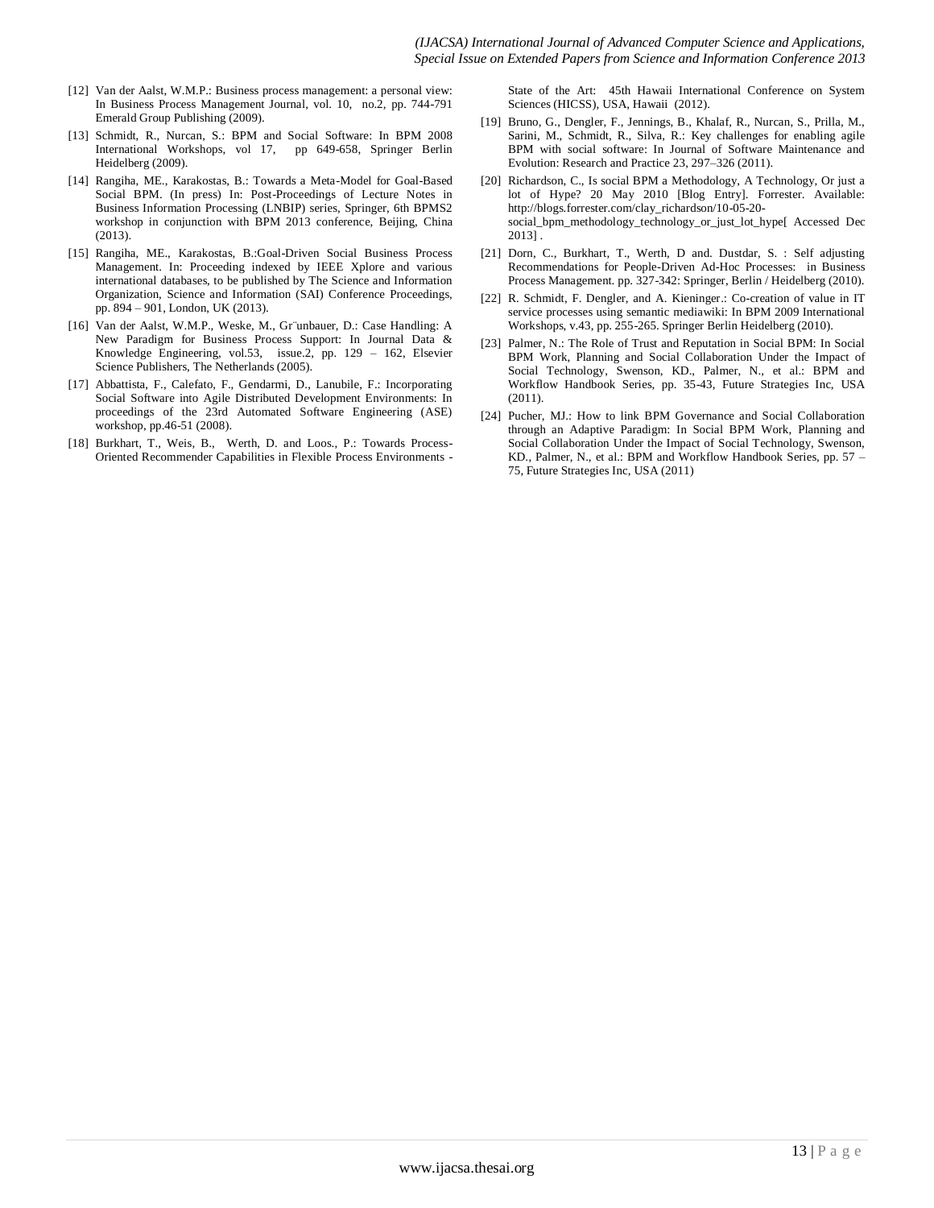[12] Van der Aalst, W.M.P.: Business process management: a personal view: In Business Process Management Journal, vol. 10, no.2, pp. 744-791 Emerald Group Publishing (2009).

[13] Schmidt, R., Nurcan, S.: BPM and Social Software: In BPM 2008 International Workshops, vol 17, pp 649-658, Springer Berlin Heidelberg (2009).

[14] Rangiha, ME., Karakostas, B.: Towards a Meta-Model for Goal-Based Social BPM. (In press) In: Post-Proceedings of Lecture Notes in Business Information Processing (LNBIP) series, Springer, 6th BPMS2 workshop in conjunction with BPM 2013 conference, Beijing, China (2013).

[15] Rangiha, ME., Karakostas, B.:Goal-Driven Social Business Process Management. In: Proceeding indexed by IEEE Xplore and various international databases, to be published by The Science and Information Organization, Science and Information (SAI) Conference Proceedings, pp. 894 – 901, London, UK (2013).

[16] Van der Aalst, W.M.P., Weske, M., Gr¨unbauer, D.: Case Handling: A New Paradigm for Business Process Support: In Journal Data & Knowledge Engineering, vol.53, issue.2, pp. 129 – 162, Elsevier Science Publishers, The Netherlands (2005).

[17] Abbattista, F., Calefato, F., Gendarmi, D., Lanubile, F.: Incorporating Social Software into Agile Distributed Development Environments: In proceedings of the 23rd Automated Software Engineering (ASE) workshop, pp.46-51 (2008).

[18] Burkhart, T., Weis, B., Werth, D. and Loos., P.: Towards Process-Oriented Recommender Capabilities in Flexible Process Environments - State of the Art: 45th Hawaii International Conference on System Sciences (HICSS), USA, Hawaii (2012).

[19] Bruno, G., Dengler, F., Jennings, B., Khalaf, R., Nurcan, S., Prilla, M., Sarini, M., Schmidt, R., Silva, R.: Key challenges for enabling agile BPM with social software: In Journal of Software Maintenance and Evolution: Research and Practice 23, 297–326 (2011).

[20] Richardson, C., Is social BPM a Methodology, A Technology, Or just a lot of Hype? 20 May 2010 [Blog Entry]. Forrester. Available: http://blogs.forrester.com/clay_richardson/10-05-20-social_bpm_methodology_technology_or_just_lot_hype[ Accessed Dec 2013] .

[21] Dorn, C., Burkhart, T., Werth, D and. Dustdar, S. : Self adjusting Recommendations for People-Driven Ad-Hoc Processes: in Business Process Management. pp. 327-342: Springer, Berlin / Heidelberg (2010).

[22] R. Schmidt, F. Dengler, and A. Kieninger.: Co-creation of value in IT service processes using semantic mediawiki: In BPM 2009 International Workshops, v.43, pp. 255-265. Springer Berlin Heidelberg (2010).

[23] Palmer, N.: The Role of Trust and Reputation in Social BPM: In Social BPM Work, Planning and Social Collaboration Under the Impact of Social Technology, Swenson, KD., Palmer, N., et al.: BPM and Workflow Handbook Series, pp. 35-43, Future Strategies Inc, USA (2011).

[24] Pucher, MJ.: How to link BPM Governance and Social Collaboration through an Adaptive Paradigm: In Social BPM Work, Planning and Social Collaboration Under the Impact of Social Technology, Swenson, KD., Palmer, N., et al.: BPM and Workflow Handbook Series, pp. 57 – 75, Future Strategies Inc, USA (2011)